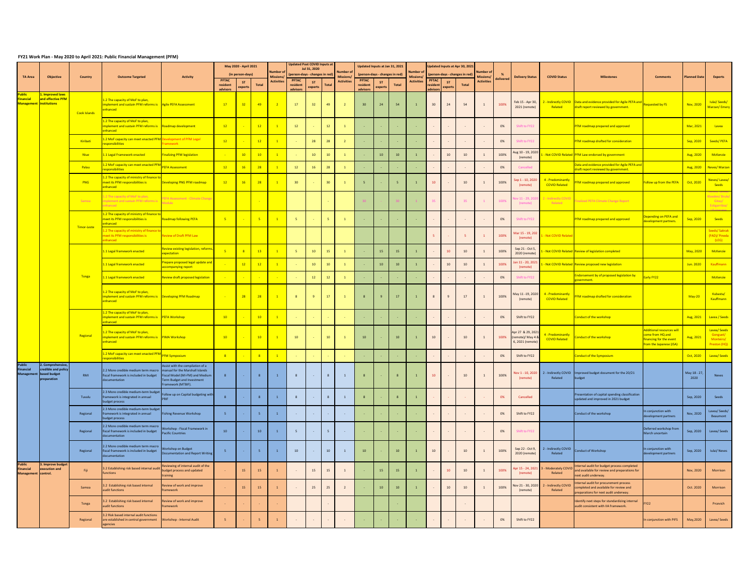**FY21 Work Plan - May 2020 to April 2021: Public Financial Management (PFM)**

| TA Area | Objective | Country | Outcome Targeted | Activity | May 2020 - April 2021 (in person-days) | | | Number of Missions/ Activities | Updated Post COVID Inputs at Jul 31, 2020 (person-days - changes in red) | | | Number of Missions/ Activities | Updated Inputs at Jan 31, 2021 (person-days - changes in red) | | | Number of Missions/ Activities | Updated Inputs at Apr 30, 2021 (person-days - changes in red) | | | Number of Missions/ Activities | % delivered | Delivery Status | COVID Status | Milestones | Comments | Planned Date | Experts |
|---|---|---|---|---|---|---|---|---|---|---|---|---|---|---|---|---|---|---|---|---|---|---|---|---|---|---|---|
| | | | | | PFTAC resident advisors | ST experts | Total | | PFTAC resident advisors | ST experts | Total | | PFTAC resident advisors | ST experts | Total | | PFTAC resident advisors | ST experts | Total | | | | | | | | |
| Public Financial Management | 1. Improved laws and effective PFM institutions | Cook Islands | 1.2 The capacity of MoF to plan, implement and sustain PFM reforms is enhanced | Agile PEFA Assessment | 17 | 32 | 49 | 2 | 17 | 32 | 49 | 2 | 30 | 24 | 54 | 1 | 30 | 24 | 54 | 1 | 100% | Feb 15 - Apr 30, 2021 (remote) | 2 - Indirectly COVID Related | Data and evidence provided for Agile PEFA and draft report reviewed by government. | Requested by FS | Nov, 2020 | Iulai/ Seeds/ Marzan/ Emery |
| | | | 1.2 The capacity of MoF to plan, implement and sustain PFM reforms is enhanced | Roadmap development | 12 | - | 12 | 1 | 12 | - | 12 | 1 | - | - | - | - | - | - | - | - | 0% | Shift to FY22 | | PFM roadmap prepared and approved | | Mar, 2021 | Lavea |
| | | Kiribati | 1.2 MoF capacity can meet enacted PFM responsibilities | Development of PFM Legal Framework | 12 | - | 12 | 1 | - | 28 | 28 | 2 | - | - | - | - | - | - | - | - | 0% | Shift to FY22 | | PFM roadmap drafted for consideration | | Sep, 2020 | Seeds/ PEFA |
| | | Niue | 1.1 Legal Framework enacted | Finalizing PFM legislation | - | 10 | 10 | 1 | - | 10 | 10 | 1 | - | 10 | 10 | 1 | - | 10 | 10 | 1 | 100% | Aug 10 - 19, 2020 (remote) | 1 - Not COVID Related | PFM Law endorsed by government | | Aug, 2020 | McKenzie |
| | | Palau | 1.2 MoF capacity can meet enacted PFM responsibilities | PEFA Assessment | 12 | 16 | 28 | 1 | 12 | 16 | 28 | 1 | - | - | - | - | - | - | - | - | 0% | Cancelled | | Data and evidence provided for Agile PEFA and draft report reviewed by government. | | Aug, 2020 | Neves/ Marzan |
| | | PNG | 1.2 The capacity of ministry of finance to meet its PFM responsibilities is enhanced | Developing PNG PFM roadmap | 12 | 16 | 28 | 1 | 30 | - | 30 | 1 | 5 | - | 5 | 1 | 10 | - | 10 | 1 | 100% | Sep 1 - 10, 2020 (remote) | 4 - Predominantly COVID Related | PFM roadmap prepared and approved | Follow up from the PEFA | Oct, 2020 | Neves/ Lavea/ Seeds |
| | | Samoa | 1.2 The capacity of MoF to plan, implement and sustain PFM reforms is enhanced | PEFA Assessment - Climate Change Module | | | - | | | | - | | 30 | - | 30 | 1 | 35 | - | 35 | 1 | 100% | Nov 11 - 29, 2020 (remote) | 2 - Indirectly COVID Related | Finalized PEFA Climate Change Report | | | Neves/ Seeds/ Kloeden/ Brute/ Gitay/ Estigarribia/ ... |
| | | Timor-Leste | 1.2 The capacity of ministry of finance to meet its PFM responsibilities is enhanced | Roadmap following PEFA | 5 | - | 5 | 1 | 5 | - | 5 | 1 | - | - | - | - | - | - | - | - | 0% | Shift to FY22 | | PFM roadmap prepared and approved | Depending on PEFA and development partners. | Sep, 2020 | Seeds |
| | | | 1.2 The capacity of ministry of finance to meet its PFM responsibilities is enhanced | Review of Draft PFM Law | | | | | | | | | | | | | 5 | - | 5 | 1 | 100% | Mar 15 - 19, 2021 (remote) | 1 - Not COVID Related | | | | Seeds/ Sakrak (FAD)/ Pineda (LEG) |
| | | Tonga | 1.1 Legal framework enacted | Review existing legislation, reforms, expectation | 5 | 8 | 13 | 1 | 5 | 10 | 15 | 1 | - | 15 | 15 | 1 | - | 10 | 10 | 1 | 100% | Sep 21 - Oct 5, 2020 (remote) | 1 - Not COVID Related | Review of legislation completed | | May, 2020 | McKenzie |
| | | | 1.1 Legal framework enacted | Prepare proposed legal update and accompanying report | - | 12 | 12 | 1 | - | 10 | 10 | 1 | - | 10 | 10 | 1 | - | 10 | 10 | 1 | 100% | Jan 11 - 20, 2021 (remote) | 1 - Not COVID Related | Review proposed new legislation | | Jun. 2020 | Kauffmann |
| | | | 1.1 Legal framework enacted | Review draft proposed legislation | - | - | - | - | - | 12 | 12 | 1 | - | - | - | - | - | - | - | - | 0% | Shift to FY22 | | Endorsement by of proposed legislation by government. | Early FY22 | | McKenzie |
| | | | 1.2 The capacity of MoF to plan, implement and sustain PFM reforms is enhanced | Developing PFM Roadmap | - | 28 | 28 | 1 | 8 | 9 | 17 | 1 | 8 | 9 | 17 | 1 | 8 | 9 | 17 | 1 | 100% | May 11 -19, 2020 (remote) | 4 - Predominantly COVID Related | PFM roadmap drafted for consideration | | May-20 | Kubasta/ Kauffmann |
| | | Regional | 1.2 The capacity of MoF to plan, implement and sustain PFM reforms is enhanced | PEFA Workshop | 10 | - | 10 | 1 | - | - | - | - | - | - | - | - | - | - | - | - | 0% | Shift to FY22 | | Conduct of the workshop | | Aug, 2021 | Lavea / Seeds |
| | | | 1.2 The capacity of MoF to plan, implement and sustain PFM reforms is enhanced | PIMA Workshop | 10 | - | 10 | 1 | 10 | - | 10 | 1 | 10 | - | 10 | 1 | 10 | - | 10 | 1 | 100% | Apr 27 & 29, 2021 (remote)/ May 4 & 6, 2021 (remote) | 4 - Predominantly COVID Related | Conduct of the workshop | Additional resources will come from HQ and financing for the event from the Japanese (JSA) | Aug, 2021 | Lavea/ Seeds Gonguet/ Monteiro/ Preston (HQ) |
| | | | 1.2 MoF capacity can meet enacted PFM responsibilities | PFM Symposium | 8 | - | 8 | 1 | - | - | - | - | - | - | - | - | - | - | - | - | 0% | Shift to FY22 | | Conduct of the Symposium | | Oct, 2020 | Lavea/ Seeds |
| Public Financial Management | 2. Comprehensive, credible and policy based budget preparation | RMI | 2.2 More credible medium term macro fiscal framework is included in budget documentation | Assist with the compilation of a manual for the Marshall Islands Fiscal Model (MI-FM) and Medium Term Budget and Investment Framework (MTBIF). | 8 | - | 8 | 1 | 8 | - | 8 | 1 | 8 | - | 8 | 1 | 10 | - | 10 | 1 | 100% | Nov 1 - 10, 2020 (remote) | 2 - Indirectly COVID Related | Improved budget document for the 20/21 budget | | May 18 - 27, 2020 | Neves |
| | | Tuvalu | 2.3 More credible medium-term budget framework is integrated in annual budget process | Follow up on Capital budgeting with PRIF | 8 | - | 8 | 1 | 8 | - | 8 | 1 | 8 | - | 8 | 1 | - | - | - | - | 0% | Cancelled | | Presentation of capital spending classification updated and improved in 2021 budget | | Sep, 2020 | Seeds |
| | | Regional | 2.3 More credible medium-term budget framework is integrated in annual budget process | Fishing Revenue Workshop | 5 | - | 5 | 1 | - | - | - | - | - | - | - | - | - | - | - | - | 0% | Shift to FY22 | | Conduct of the workshop | In conjunction with development partners | Nov, 2020 | Lavea/ Seeds/ Beaumont |
| | | Regional | 2.2 More credible medium term macro fiscal framework is included in budget documentation | Workshop - Fiscal Framework in Pacific Countries | 10 | - | 10 | 1 | 5 | - | 5 | - | - | - | - | - | - | - | - | - | 0% | Shift to FY22 | | | Deferred workshop from March uncertain | Sep, 2020 | Lavea/ Seeds |
| | | Regional | 2.2 More credible medium term macro fiscal framework is included in budget documentation | Workshop on Budget Documentation and Report Writing | 5 | - | 5 | 1 | 10 | - | 10 | 1 | 10 | - | 10 | 1 | 10 | - | 10 | 1 | 100% | Sep 22 - Oct 9, 2020 (remote) | 2 - Indirectly COVID Related | Conduct of Workshop | In conjunction with development partners | Sep, 2020 | Iulai/ Neves |
| Public Financial Management | 3. Improve budget execution and control. | Fiji | 3.2 Establishing risk based internal audit functions | Reviewing of internal audit of the budget process and updated training | - | 15 | 15 | 1 | - | 15 | 15 | 1 | - | 15 | 15 | 1 | - | 10 | 10 | 1 | 100% | Apr 15 - 24, 2021 (remote) | 3 - Moderately COVID Related | Internal audit for budget process completed and available for review and preparations for next audit underway. | | Nov, 2020 | Morrison |
| | | Samoa | 3.2 Establishing risk based internal audit functions | Review of work and improve framework | - | 15 | 15 | 1 | - | 25 | 25 | 2 | - | 10 | 10 | 1 | - | 10 | 10 | 1 | 100% | Nov 21 - 30, 2020 (remote) | 2 - Indirectly COVID Related | Internal audit for procurement process completed and available for review and preparations for next audit underway. | | Oct. 2020 | Morrison |
| | | Tonga | 3.2 Establishing risk based internal audit functions | Review of work and improve framework | - | - | - | - | | | - | | | | - | | | | - | | | | | Identify next steps for standardizing internal audit consistent with IIA framework. | FY22 | | Prcevich |
| | | Regional | 3.2 Risk based internal audit functions are established in central government agencies | Workshop - Internal Audit | 5 | - | 5 | 1 | - | - | - | - | - | - | - | - | - | - | - | - | 0% | Shift to FY22 | | | In conjunction with PIFS | May,2020 | Lavea/ Seeds |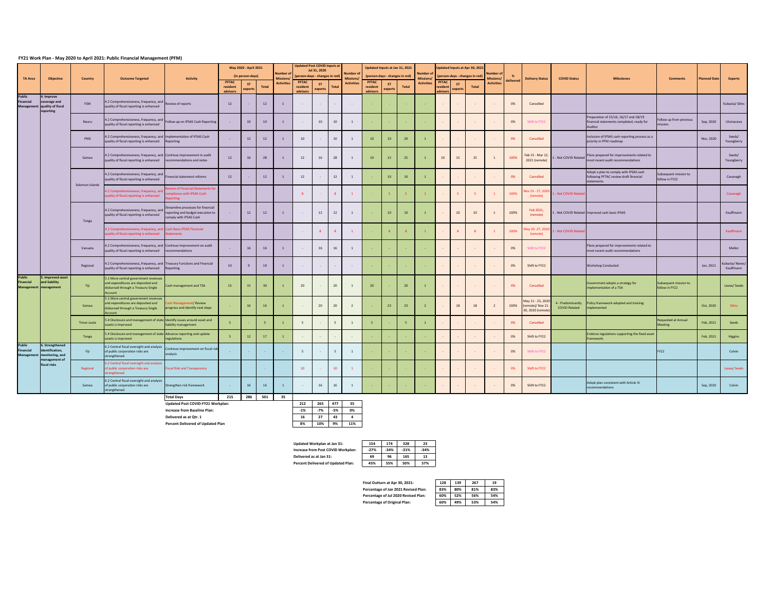## FY21 Work Plan - May 2020 to April 2021: Public Financial Management (PFM)

| TA Area | Objective | Country | Outcome Targeted | Activity | May 2020 - April 2021 (in person-days) | | | Number of Missions/ Activities | Updated Post COVID Inputs at Jul 31, 2020 (person-days - changes in red) | | | Number of Missions/ Activities | Updated Inputs at Jan 31, 2021 (person-days - changes in red) | | | Number of Missions/ Activities | Updated Inputs at Apr 30, 2021 (person-days - changes in red) | | | Number of Missions/ Activities | % delivered | Delivery Status | COVID Status | Milestones | Comments | Planned Date | Experts |
|---|---|---|---|---|---|---|---|---|---|---|---|---|---|---|---|---|---|---|---|---|---|---|---|---|---|---|---|
| | | | | | PFTAC resident advisors | ST experts | Total | | PFTAC resident advisors | ST experts | Total | | PFTAC resident advisors | ST experts | Total | | PFTAC resident advisors | ST experts | Total | | | | | | | | |
| Public Financial Management | 4. Improve coverage and quality of fiscal reporting | FSM | 4.2 Comprehensiveness, frequency, and quality of fiscal reporting is enhanced | Review of reports | 12 | - | 12 | 1 | - | - | - | - | - | - | - | - | - | - | - | - | 0% | Cancelled | | | | | Kubasta/ Silins |
| | | Nauru | 4.2 Comprehensiveness, frequency, and quality of fiscal reporting is enhanced | Follow-up on IPSAS Cash Reporting | - | 10 | 10 | 1 | - | 10 | 10 | 1 | - | - | - | - | - | - | - | - | 0% | Shift to FY22 | | Preparation of 15/16, 16/17 and 18/19 financial statements completed, ready for Auditor | Follow up from previous mission. | Sep, 2020 | Uluinaceva |
| | | PNG | 4.2 Comprehensiveness, frequency, and quality of fiscal reporting is enhanced | Implementation of IPSAS Cash Reporting | - | 12 | 12 | 1 | 10 | - | 10 | 1 | 10 | 10 | 20 | 1 | - | - | - | - | 0% | Cancelled | | Inclusion of IPSAS cash reporting process as a priority in PFM roadmap | | Nov, 2020 | Seeds/ Youngberry |
| | | Samoa | 4.2 Comprehensiveness, frequency, and quality of fiscal reporting is enhanced | Continue improvement in audit recommendations and notes | 12 | 16 | 28 | 1 | 12 | 16 | 28 | 1 | 10 | 15 | 25 | 1 | 10 | 15 | 25 | 1 | 100% | Feb 15 - Mar 12, 2021 (remote) | 1 - Not COVID Related | Plans prepared for improvements related to most recent audit recommendations | | | Seeds/ Youngberry |
| | | Solomon Islands | 4.2 Comprehensiveness, frequency, and quality of fiscal reporting is enhanced | Financial statement reforms | 12 | - | 12 | 1 | 12 | - | 12 | 1 | - | 10 | 10 | 1 | - | - | - | - | 0% | Cancelled | | Adopt a plan to comply with IPSAS cash following PFTAC review draft financial statements. | Subsequent mission to follow in FY22 | | Cavanagh |
| | | Solomon Islands | 4.2 Comprehensiveness, frequency, and quality of fiscal reporting is enhanced | Review of Financial Statements for compliance with IPSAS Cash Reporting | | | | | 8 | - | 8 | 1 | - | 5 | 5 | 1 | - | 5 | 5 | 1 | 100% | Nov 23 - 27, 2020 (remote) | 1 - Not COVID Related | | | | Cavanagh |
| | | Tonga | 4.2 Comprehensiveness, frequency, and quality of fiscal reporting is enhanced | Streamline processes for financial reporting and budget execution to comply with IPSAS Cash | - | 12 | 12 | 1 | - | 12 | 12 | 1 | - | 10 | 10 | 1 | - | 10 | 10 | 1 | 100% | Feb 2021, (remote) | 1 - Not COVID Related | Improved cash basis IPSAS | | | Kauffmann |
| | | Tonga | 4.2 Comprehensiveness, frequency, and quality of fiscal reporting is enhanced | Cash Basis IPSAS Financial Statements | | | | | - | 8 | 8 | 1 | - | 8 | 8 | 1 | - | 8 | 8 | 1 | 100% | May 20 -27, 2020 (remote) | 1 - Not COVID Related | | | | Kauffmann |
| | | Vanuatu | 4.2 Comprehensiveness, frequency, and quality of fiscal reporting is enhanced | Continue improvement on audit recommendations | - | 16 | 16 | 1 | - | 16 | 16 | 1 | - | - | - | - | - | - | - | - | 0% | Shift to FY22 | | Plans prepared for improvements related to most recent audit recommendations | | | Mellor |
| | | Regional | 4.2 Comprehensiveness, frequency, and quality of fiscal reporting is enhanced | Treasury Functions and Financial Reporting | 10 | 9 | 19 | 1 | - | - | - | - | - | - | - | - | - | - | - | - | 0% | Shift to FY22 | | Workshop Conducted | | Jan, 2021 | Kubasta/ Neves/ Kauffmann |
| Public Financial Management | 5. Improved asset and liability management | Fiji | 5.1 More central government revenues and expenditures are deposited and disbursed through a Treasury Single Account | Cash management and TSA | 15 | 15 | 30 | 1 | 20 | - | 20 | 1 | 20 | - | 20 | 1 | - | - | - | - | 0% | Cancelled | | Government adopts a strategy for implementation of a TSA | Subsequent mission to follow in FY22 | | Lavea/ Seeds |
| | | Samoa | 5.1 More central government revenues and expenditures are deposited and disbursed through a Treasury Single Account | Cash Management/ Review progress and identify next steps | - | 16 | 16 | 1 | - | 20 | 20 | 2 | - | 23 | 23 | 2 | - | 18 | 18 | 2 | 100% | May 11 - 23, 2020 (remote)/ Nov 21 - 30, 2020 (remote) | 4 - Predominantly COVID Related | Policy framework adopted and training implemented | | Oct, 2020 | Silins |
| | | Timor-Leste | 5.4 Disclosure and management of state assets is improved | Identify issues around asset and liability management | 5 | - | 5 | 1 | 5 | - | 5 | 1 | 5 | - | 5 | 1 | - | - | - | - | 0% | Cancelled | | | Requested at Annual Meeting | Feb, 2021 | Seeds |
| | | Tonga | 5.4 Disclosure and management of state assets is improved | Advance reporting and update regulations | 5 | 12 | 17 | 1 | - | - | - | - | - | - | - | - | - | - | - | - | 0% | Shift to FY22 | | Endorse regulations supporting the fixed asset framework. | | Feb, 2021 | Higgins |
| Public Financial Management | 6. Strengthened identification, monitoring, and management of fiscal risks | Fiji | 6.2 Central fiscal oversight and analysis of public corporation risks are strengthened | Continue improvement on fiscal risk analysis | - | - | - | - | 5 | - | 5 | 1 | - | - | - | - | - | - | - | - | 0% | Shift to FY22 | | | FY22 | | Colvin |
| | | Regional | 6.2 Central fiscal oversight and analysis of public corporation risks are strengthened | Fiscal Risk and Transparency | | | - | | 10 | - | 10 | 1 | - | - | - | - | - | - | - | - | 0% | Shift to FY22 | | | | | Lavea/ Seeds |
| | | Samoa | 6.2 Central fiscal oversight and analysis of public corporation risks are strengthened | Strengthen risk framework | - | 16 | 16 | 1 | - | 16 | 16 | 1 | - | - | - | - | - | - | - | - | 0% | Shift to FY22 | | Adopt plan consistent with Article IV recommendations | | Sep, 2020 | Colvin |
| | | | | Total Days | 215 | 286 | 501 | 35 | | | | | | | | | | | | | | | | | | | |

| | | | | |
|---|---|---|---|---|
| Updated Post COVID-FY21 Workplan: | 212 | 265 | 477 | 35 |
| Increase from Baseline Plan: | -1% | -7% | -5% | 0% |
| Delivered as at Qtr. 1 | 16 | 27 | 43 | 4 |
| Percent Delivered of Updated Plan | 8% | 10% | 9% | 11% |

| | | | | |
|---|---|---|---|---|
| Updated Workplan at Jan 31: | 154 | 174 | 328 | 23 |
| Increase from Post COVID Workplan: | -27% | -34% | -31% | -34% |
| Delivered as at Jan 31: | 69 | 96 | 165 | 13 |
| Percent Delivered of Updated Plan: | 45% | 55% | 50% | 57% |

| | | | | |
|---|---|---|---|---|
| Final Outturn at Apr 30, 2021: | 128 | 139 | 267 | 19 |
| Percentage of Jan 2021 Revised Plan: | 83% | 80% | 81% | 83% |
| Percentage of Jul 2020 Revised Plan: | 60% | 52% | 56% | 54% |
| Percentage of Original Plan: | 60% | 49% | 53% | 54% |